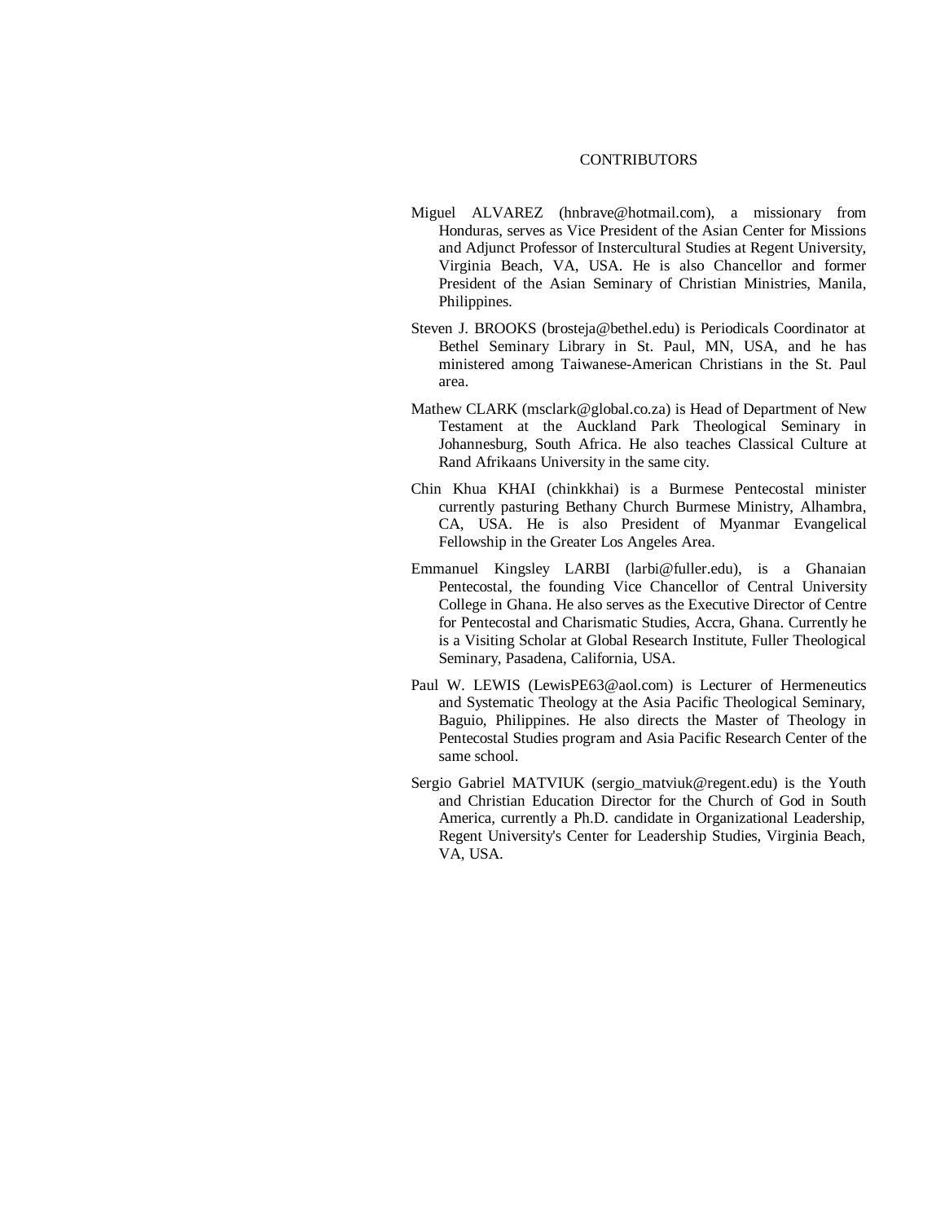# CONTRIBUTORS

Miguel ALVAREZ (hnbrave@hotmail.com), a missionary from Honduras, serves as Vice President of the Asian Center for Missions and Adjunct Professor of Instercultural Studies at Regent University, Virginia Beach, VA, USA. He is also Chancellor and former President of the Asian Seminary of Christian Ministries, Manila, Philippines.

Steven J. BROOKS (brosteja@bethel.edu) is Periodicals Coordinator at Bethel Seminary Library in St. Paul, MN, USA, and he has ministered among Taiwanese-American Christians in the St. Paul area.

Mathew CLARK (msclark@global.co.za) is Head of Department of New Testament at the Auckland Park Theological Seminary in Johannesburg, South Africa. He also teaches Classical Culture at Rand Afrikaans University in the same city.

Chin Khua KHAI (chinkkhai) is a Burmese Pentecostal minister currently pasturing Bethany Church Burmese Ministry, Alhambra, CA, USA. He is also President of Myanmar Evangelical Fellowship in the Greater Los Angeles Area.

Emmanuel Kingsley LARBI (larbi@fuller.edu), is a Ghanaian Pentecostal, the founding Vice Chancellor of Central University College in Ghana. He also serves as the Executive Director of Centre for Pentecostal and Charismatic Studies, Accra, Ghana. Currently he is a Visiting Scholar at Global Research Institute, Fuller Theological Seminary, Pasadena, California, USA.

Paul W. LEWIS (LewisPE63@aol.com) is Lecturer of Hermeneutics and Systematic Theology at the Asia Pacific Theological Seminary, Baguio, Philippines. He also directs the Master of Theology in Pentecostal Studies program and Asia Pacific Research Center of the same school.

Sergio Gabriel MATVIUK (sergio_matviuk@regent.edu) is the Youth and Christian Education Director for the Church of God in South America, currently a Ph.D. candidate in Organizational Leadership, Regent University's Center for Leadership Studies, Virginia Beach, VA, USA.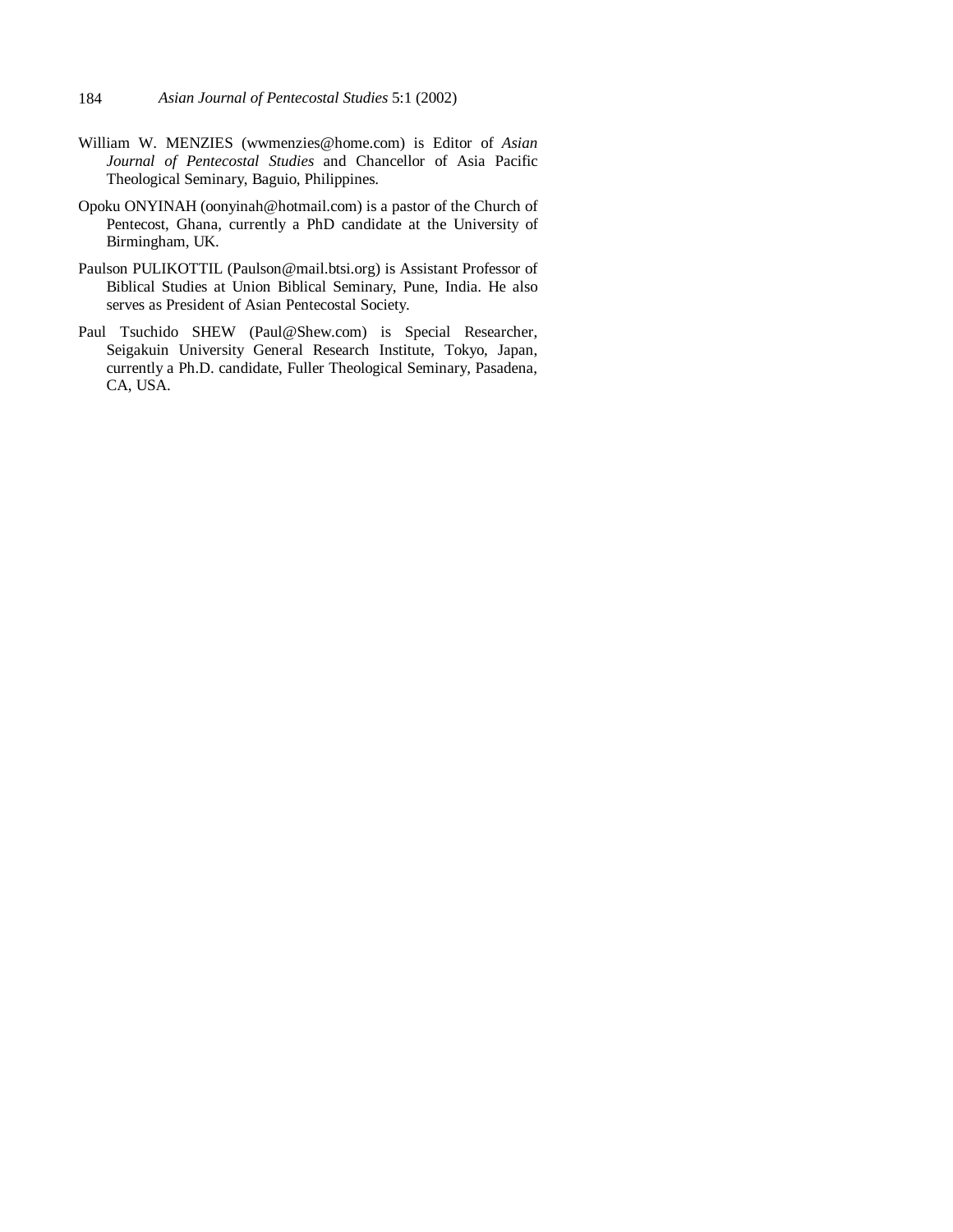William W. MENZIES (wwmenzies@home.com) is Editor of *Asian Journal of Pentecostal Studies* and Chancellor of Asia Pacific Theological Seminary, Baguio, Philippines.

Opoku ONYINAH (oonyinah@hotmail.com) is a pastor of the Church of Pentecost, Ghana, currently a PhD candidate at the University of Birmingham, UK.

Paulson PULIKOTTIL (Paulson@mail.btsi.org) is Assistant Professor of Biblical Studies at Union Biblical Seminary, Pune, India. He also serves as President of Asian Pentecostal Society.

Paul Tsuchido SHEW (Paul@Shew.com) is Special Researcher, Seigakuin University General Research Institute, Tokyo, Japan, currently a Ph.D. candidate, Fuller Theological Seminary, Pasadena, CA, USA.